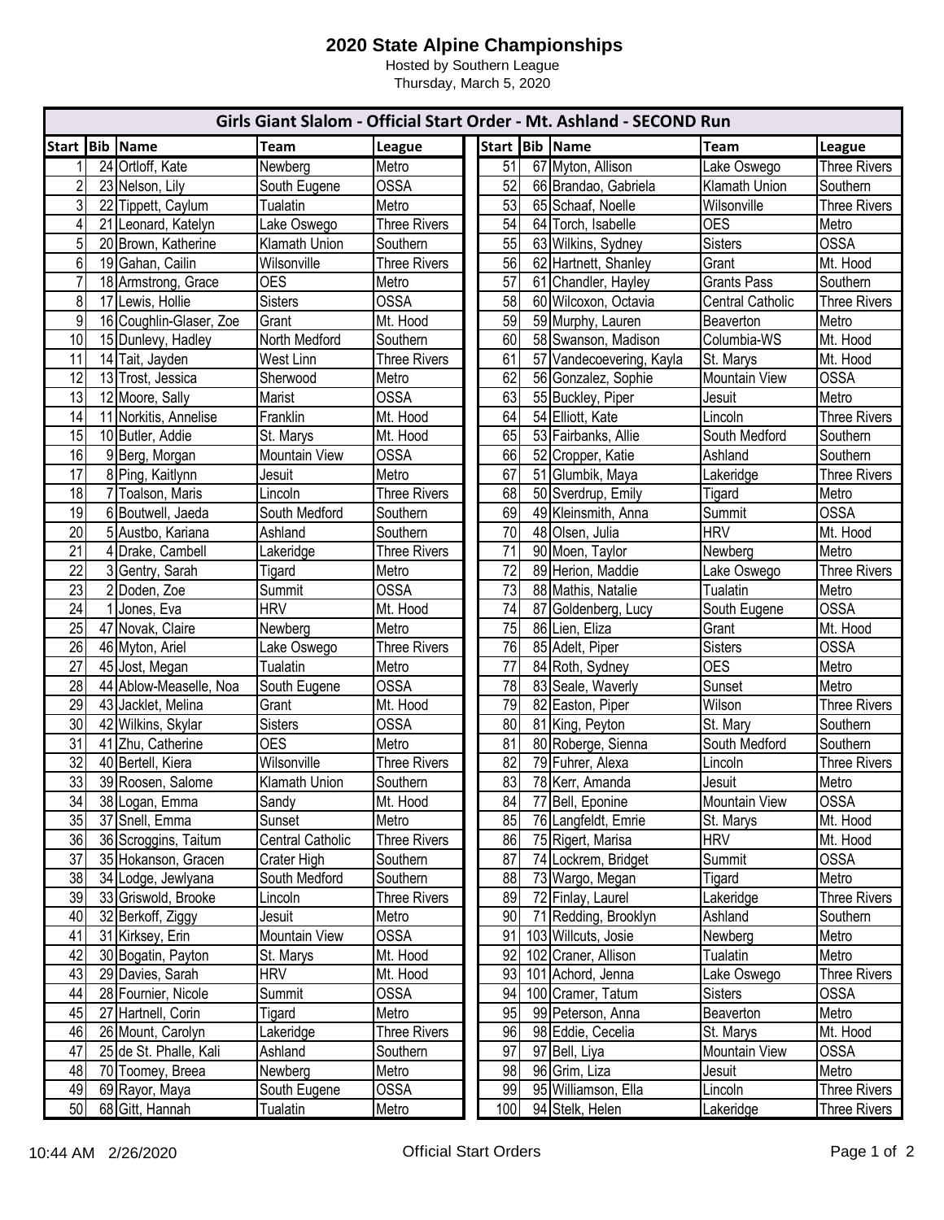# 2020 State Alpine Championships

Hosted by Southern League

Thursday, March 5, 2020

## Girls Giant Slalom - Official Start Order - Mt. Ashland - SECOND Run

| Start | Bib | Name | Team | League |
|---|---|---|---|---|
| 1 | 24 | Ortloff, Kate | Newberg | Metro |
| 2 | 23 | Nelson, Lily | South Eugene | OSSA |
| 3 | 22 | Tippett, Caylum | Tualatin | Metro |
| 4 | 21 | Leonard, Katelyn | Lake Oswego | Three Rivers |
| 5 | 20 | Brown, Katherine | Klamath Union | Southern |
| 6 | 19 | Gahan, Cailin | Wilsonville | Three Rivers |
| 7 | 18 | Armstrong, Grace | OES | Metro |
| 8 | 17 | Lewis, Hollie | Sisters | OSSA |
| 9 | 16 | Coughlin-Glaser, Zoe | Grant | Mt. Hood |
| 10 | 15 | Dunlevy, Hadley | North Medford | Southern |
| 11 | 14 | Tait, Jayden | West Linn | Three Rivers |
| 12 | 13 | Trost, Jessica | Sherwood | Metro |
| 13 | 12 | Moore, Sally | Marist | OSSA |
| 14 | 11 | Norkitis, Annelise | Franklin | Mt. Hood |
| 15 | 10 | Butler, Addie | St. Marys | Mt. Hood |
| 16 | 9 | Berg, Morgan | Mountain View | OSSA |
| 17 | 8 | Ping, Kaitlynn | Jesuit | Metro |
| 18 | 7 | Toalson, Maris | Lincoln | Three Rivers |
| 19 | 6 | Boutwell, Jaeda | South Medford | Southern |
| 20 | 5 | Austbo, Kariana | Ashland | Southern |
| 21 | 4 | Drake, Cambell | Lakeridge | Three Rivers |
| 22 | 3 | Gentry, Sarah | Tigard | Metro |
| 23 | 2 | Doden, Zoe | Summit | OSSA |
| 24 | 1 | Jones, Eva | HRV | Mt. Hood |
| 25 | 47 | Novak, Claire | Newberg | Metro |
| 26 | 46 | Myton, Ariel | Lake Oswego | Three Rivers |
| 27 | 45 | Jost, Megan | Tualatin | Metro |
| 28 | 44 | Ablow-Measelle, Noa | South Eugene | OSSA |
| 29 | 43 | Jacklet, Melina | Grant | Mt. Hood |
| 30 | 42 | Wilkins, Skylar | Sisters | OSSA |
| 31 | 41 | Zhu, Catherine | OES | Metro |
| 32 | 40 | Bertell, Kiera | Wilsonville | Three Rivers |
| 33 | 39 | Roosen, Salome | Klamath Union | Southern |
| 34 | 38 | Logan, Emma | Sandy | Mt. Hood |
| 35 | 37 | Snell, Emma | Sunset | Metro |
| 36 | 36 | Scroggins, Taitum | Central Catholic | Three Rivers |
| 37 | 35 | Hokanson, Gracen | Crater High | Southern |
| 38 | 34 | Lodge, Jewlyana | South Medford | Southern |
| 39 | 33 | Griswold, Brooke | Lincoln | Three Rivers |
| 40 | 32 | Berkoff, Ziggy | Jesuit | Metro |
| 41 | 31 | Kirksey, Erin | Mountain View | OSSA |
| 42 | 30 | Bogatin, Payton | St. Marys | Mt. Hood |
| 43 | 29 | Davies, Sarah | HRV | Mt. Hood |
| 44 | 28 | Fournier, Nicole | Summit | OSSA |
| 45 | 27 | Hartnell, Corin | Tigard | Metro |
| 46 | 26 | Mount, Carolyn | Lakeridge | Three Rivers |
| 47 | 25 | de St. Phalle, Kali | Ashland | Southern |
| 48 | 70 | Toomey, Breea | Newberg | Metro |
| 49 | 69 | Rayor, Maya | South Eugene | OSSA |
| 50 | 68 | Gitt, Hannah | Tualatin | Metro |
| 51 | 67 | Myton, Allison | Lake Oswego | Three Rivers |
| 52 | 66 | Brandao, Gabriela | Klamath Union | Southern |
| 53 | 65 | Schaaf, Noelle | Wilsonville | Three Rivers |
| 54 | 64 | Torch, Isabelle | OES | Metro |
| 55 | 63 | Wilkins, Sydney | Sisters | OSSA |
| 56 | 62 | Hartnett, Shanley | Grant | Mt. Hood |
| 57 | 61 | Chandler, Hayley | Grants Pass | Southern |
| 58 | 60 | Wilcoxon, Octavia | Central Catholic | Three Rivers |
| 59 | 59 | Murphy, Lauren | Beaverton | Metro |
| 60 | 58 | Swanson, Madison | Columbia-WS | Mt. Hood |
| 61 | 57 | Vandecoevering, Kayla | St. Marys | Mt. Hood |
| 62 | 56 | Gonzalez, Sophie | Mountain View | OSSA |
| 63 | 55 | Buckley, Piper | Jesuit | Metro |
| 64 | 54 | Elliott, Kate | Lincoln | Three Rivers |
| 65 | 53 | Fairbanks, Allie | South Medford | Southern |
| 66 | 52 | Cropper, Katie | Ashland | Southern |
| 67 | 51 | Glumbik, Maya | Lakeridge | Three Rivers |
| 68 | 50 | Sverdrup, Emily | Tigard | Metro |
| 69 | 49 | Kleinsmith, Anna | Summit | OSSA |
| 70 | 48 | Olsen, Julia | HRV | Mt. Hood |
| 71 | 90 | Moen, Taylor | Newberg | Metro |
| 72 | 89 | Herion, Maddie | Lake Oswego | Three Rivers |
| 73 | 88 | Mathis, Natalie | Tualatin | Metro |
| 74 | 87 | Goldenberg, Lucy | South Eugene | OSSA |
| 75 | 86 | Lien, Eliza | Grant | Mt. Hood |
| 76 | 85 | Adelt, Piper | Sisters | OSSA |
| 77 | 84 | Roth, Sydney | OES | Metro |
| 78 | 83 | Seale, Waverly | Sunset | Metro |
| 79 | 82 | Easton, Piper | Wilson | Three Rivers |
| 80 | 81 | King, Peyton | St. Mary | Southern |
| 81 | 80 | Roberge, Sienna | South Medford | Southern |
| 82 | 79 | Fuhrer, Alexa | Lincoln | Three Rivers |
| 83 | 78 | Kerr, Amanda | Jesuit | Metro |
| 84 | 77 | Bell, Eponine | Mountain View | OSSA |
| 85 | 76 | Langfeldt, Emrie | St. Marys | Mt. Hood |
| 86 | 75 | Rigert, Marisa | HRV | Mt. Hood |
| 87 | 74 | Lockrem, Bridget | Summit | OSSA |
| 88 | 73 | Wargo, Megan | Tigard | Metro |
| 89 | 72 | Finlay, Laurel | Lakeridge | Three Rivers |
| 90 | 71 | Redding, Brooklyn | Ashland | Southern |
| 91 | 103 | Willcuts, Josie | Newberg | Metro |
| 92 | 102 | Craner, Allison | Tualatin | Metro |
| 93 | 101 | Achord, Jenna | Lake Oswego | Three Rivers |
| 94 | 100 | Cramer, Tatum | Sisters | OSSA |
| 95 | 99 | Peterson, Anna | Beaverton | Metro |
| 96 | 98 | Eddie, Cecelia | St. Marys | Mt. Hood |
| 97 | 97 | Bell, Liya | Mountain View | OSSA |
| 98 | 96 | Grim, Liza | Jesuit | Metro |
| 99 | 95 | Williamson, Ella | Lincoln | Three Rivers |
| 100 | 94 | Stelk, Helen | Lakeridge | Three Rivers |

10:44 AM 2/26/2020 — Official Start Orders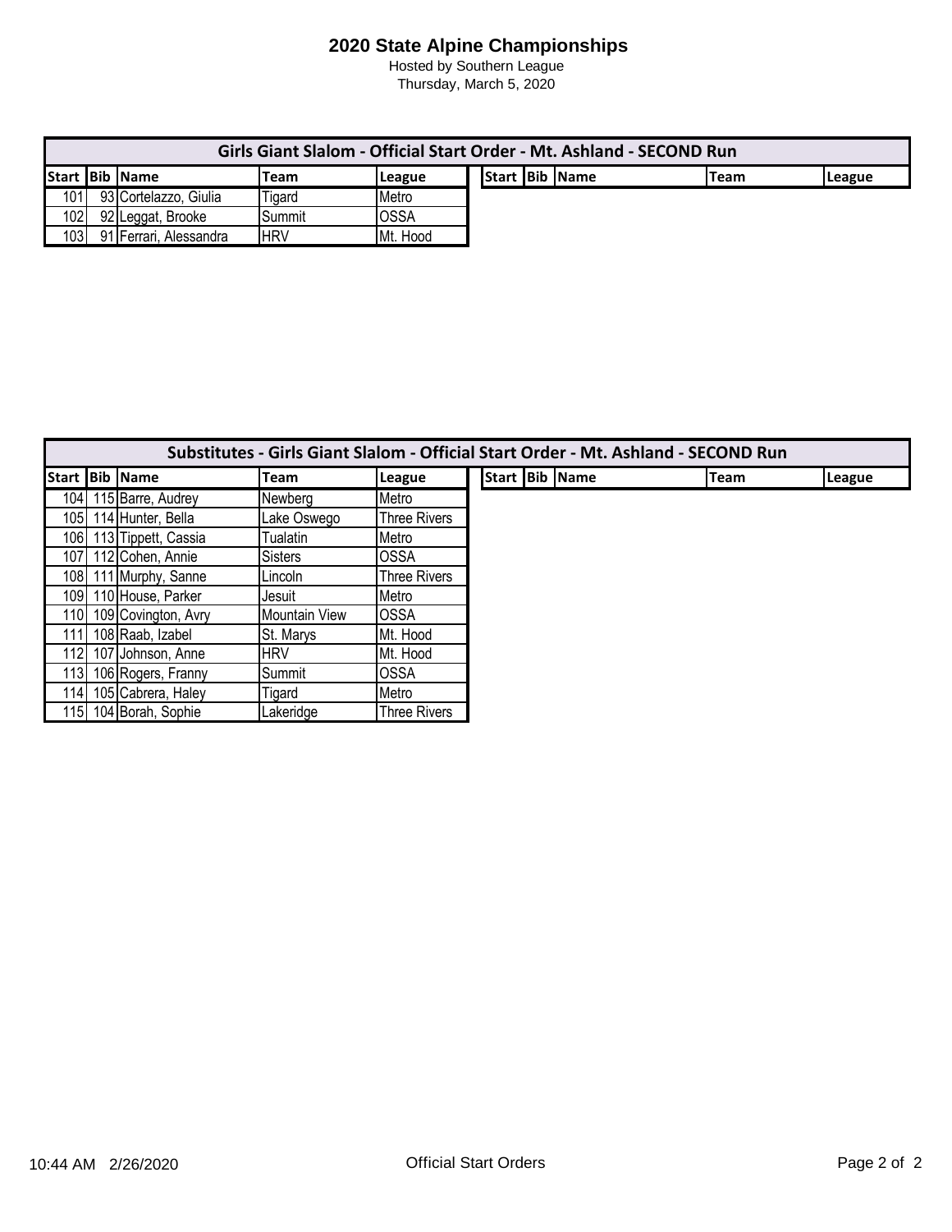# 2020 State Alpine Championships

Hosted by Southern League
Thursday, March 5, 2020

## Girls Giant Slalom - Official Start Order - Mt. Ashland - SECOND Run

| Start | Bib | Name | Team | League | Start | Bib | Name | Team | League |
|---|---|---|---|---|---|---|---|---|---|
| 101 | 93 | Cortelazzo, Giulia | Tigard | Metro | | | | | |
| 102 | 92 | Leggat, Brooke | Summit | OSSA | | | | | |
| 103 | 91 | Ferrari, Alessandra | HRV | Mt. Hood | | | | | |

## Substitutes - Girls Giant Slalom - Official Start Order - Mt. Ashland - SECOND Run

| Start | Bib | Name | Team | League | Start | Bib | Name | Team | League |
|---|---|---|---|---|---|---|---|---|---|
| 104 | 115 | Barre, Audrey | Newberg | Metro | | | | | |
| 105 | 114 | Hunter, Bella | Lake Oswego | Three Rivers | | | | | |
| 106 | 113 | Tippett, Cassia | Tualatin | Metro | | | | | |
| 107 | 112 | Cohen, Annie | Sisters | OSSA | | | | | |
| 108 | 111 | Murphy, Sanne | Lincoln | Three Rivers | | | | | |
| 109 | 110 | House, Parker | Jesuit | Metro | | | | | |
| 110 | 109 | Covington, Avry | Mountain View | OSSA | | | | | |
| 111 | 108 | Raab, Izabel | St. Marys | Mt. Hood | | | | | |
| 112 | 107 | Johnson, Anne | HRV | Mt. Hood | | | | | |
| 113 | 106 | Rogers, Franny | Summit | OSSA | | | | | |
| 114 | 105 | Cabrera, Haley | Tigard | Metro | | | | | |
| 115 | 104 | Borah, Sophie | Lakeridge | Three Rivers | | | | | |

10:44 AM 2/26/2020 Official Start Orders